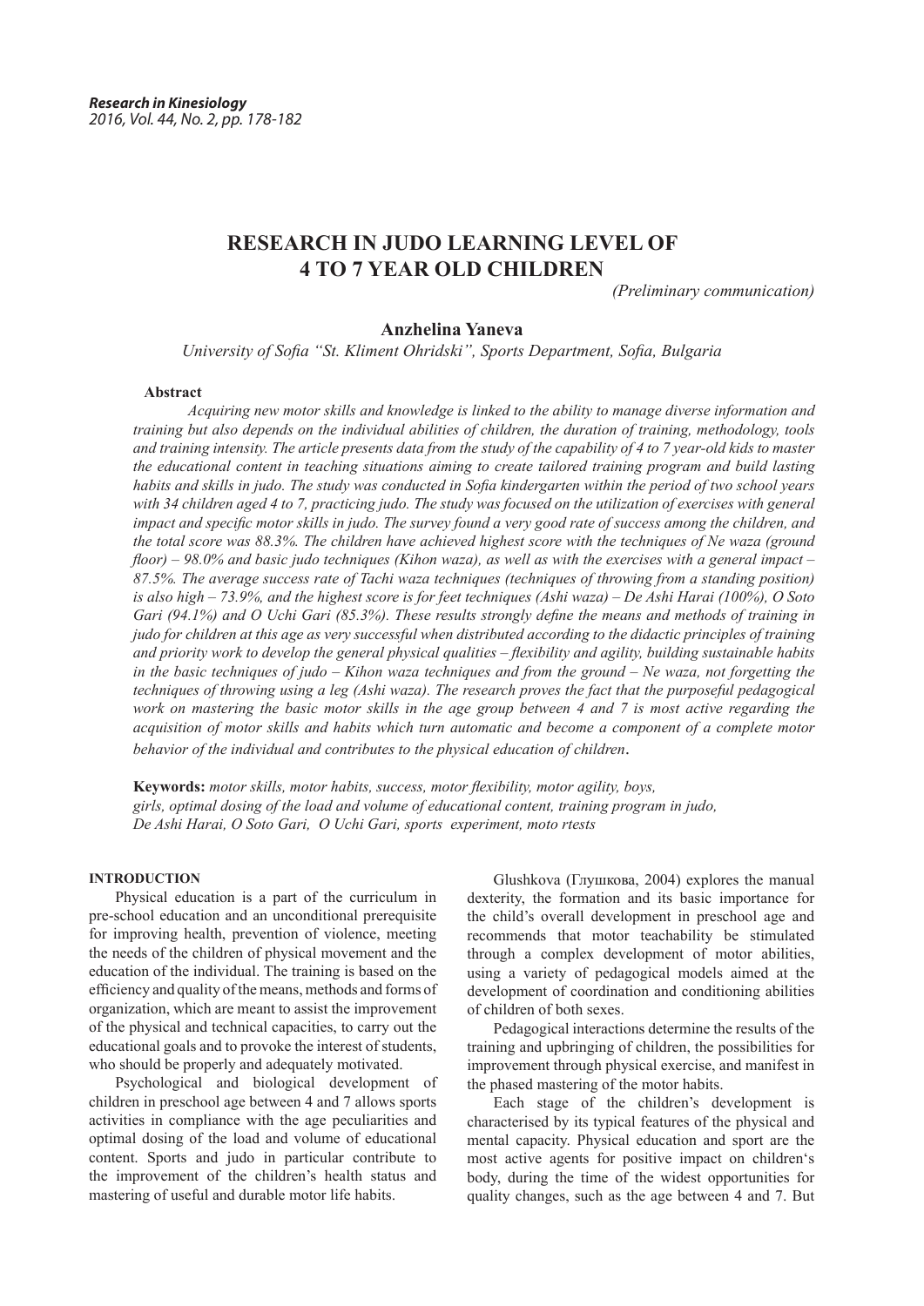# RESEARCH IN JUDO LEARNING LEVEL OF 4 TO 7 YEAR OLD CHILDREN

*(Preliminary communication)*

**Anzhelina Yaneva**

*University of Sofia "St. Kliment Ohridski", Sports Department, Sofia, Bulgaria*

## Abstract

*Acquiring new motor skills and knowledge is linked to the ability to manage diverse information and training but also depends on the individual abilities of children, the duration of training, methodology, tools and training intensity. The article presents data from the study of the capability of 4 to 7 year-old kids to master the educational content in teaching situations aiming to create tailored training program and build lasting habits and skills in judo. The study was conducted in Sofia kindergarten within the period of two school years with 34 children aged 4 to 7, practicing judo. The study was focused on the utilization of exercises with general impact and specific motor skills in judo. The survey found a very good rate of success among the children, and the total score was 88.3%. The children have achieved highest score with the techniques of Ne waza (ground floor) – 98.0% and basic judo techniques (Kihon waza), as well as with the exercises with a general impact – 87.5%. The average success rate of Tachi waza techniques (techniques of throwing from a standing position) is also high – 73.9%, and the highest score is for feet techniques (Ashi waza) – De Ashi Harai (100%), O Soto Gari (94.1%) and O Uchi Gari (85.3%). These results strongly define the means and methods of training in judo for children at this age as very successful when distributed according to the didactic principles of training and priority work to develop the general physical qualities – flexibility and agility, building sustainable habits in the basic techniques of judo – Kihon waza techniques and from the ground – Ne waza, not forgetting the techniques of throwing using a leg (Ashi waza). The research proves the fact that the purposeful pedagogical work on mastering the basic motor skills in the age group between 4 and 7 is most active regarding the acquisition of motor skills and habits which turn automatic and become a component of a complete motor behavior of the individual and contributes to the physical education of children.*

**Keywords:** *motor skills, motor habits, success, motor flexibility, motor agility, boys, girls, optimal dosing of the load and volume of educational content, training program in judo, De Ashi Harai, O Soto Gari, O Uchi Gari, sports experiment, moto rtests*

## INTRODUCTION

Physical education is a part of the curriculum in pre-school education and an unconditional prerequisite for improving health, prevention of violence, meeting the needs of the children of physical movement and the education of the individual. The training is based on the efficiency and quality of the means, methods and forms of organization, which are meant to assist the improvement of the physical and technical capacities, to carry out the educational goals and to provoke the interest of students, who should be properly and adequately motivated.

Psychological and biological development of children in preschool age between 4 and 7 allows sports activities in compliance with the age peculiarities and optimal dosing of the load and volume of educational content. Sports and judo in particular contribute to the improvement of the children's health status and mastering of useful and durable motor life habits.

Glushkova (Глушкова, 2004) explores the manual dexterity, the formation and its basic importance for the child's overall development in preschool age and recommends that motor teachability be stimulated through a complex development of motor abilities, using a variety of pedagogical models aimed at the development of coordination and conditioning abilities of children of both sexes.

Pedagogical interactions determine the results of the training and upbringing of children, the possibilities for improvement through physical exercise, and manifest in the phased mastering of the motor habits.

Each stage of the children's development is characterised by its typical features of the physical and mental capacity. Physical education and sport are the most active agents for positive impact on children's body, during the time of the widest opportunities for quality changes, such as the age between 4 and 7. But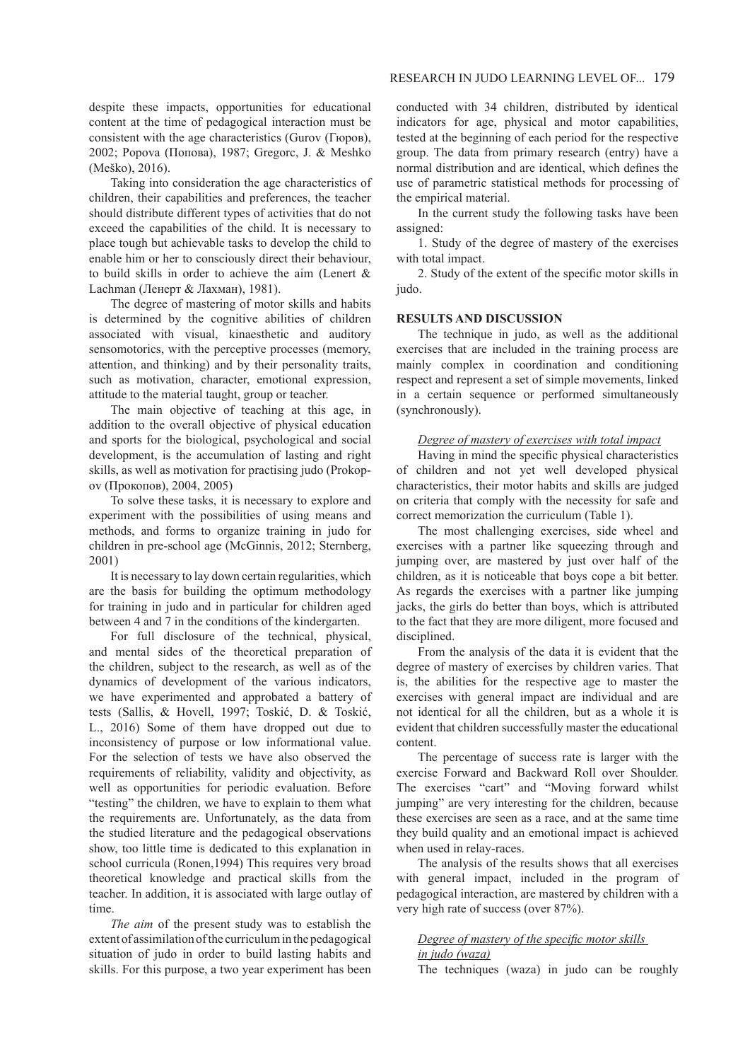despite these impacts, opportunities for educational content at the time of pedagogical interaction must be consistent with the age characteristics (Gurov (Гюров), 2002; Popova (Попова), 1987; Gregorc, J. & Meshko (Meško), 2016).

Taking into consideration the age characteristics of children, their capabilities and preferences, the teacher should distribute different types of activities that do not exceed the capabilities of the child. It is necessary to place tough but achievable tasks to develop the child to enable him or her to consciously direct their behaviour, to build skills in order to achieve the aim (Lenert & Lachman (Ленерт & Лахман), 1981).

The degree of mastering of motor skills and habits is determined by the cognitive abilities of children associated with visual, kinaesthetic and auditory sensomotorics, with the perceptive processes (memory, attention, and thinking) and by their personality traits, such as motivation, character, emotional expression, attitude to the material taught, group or teacher.

The main objective of teaching at this age, in addition to the overall objective of physical education and sports for the biological, psychological and social development, is the accumulation of lasting and right skills, as well as motivation for practising judo (Prokopov (Прокопов), 2004, 2005)

To solve these tasks, it is necessary to explore and experiment with the possibilities of using means and methods, and forms to organize training in judo for children in pre-school age (McGinnis, 2012; Sternberg, 2001)

It is necessary to lay down certain regularities, which are the basis for building the optimum methodology for training in judo and in particular for children aged between 4 and 7 in the conditions of the kindergarten.

For full disclosure of the technical, physical, and mental sides of the theoretical preparation of the children, subject to the research, as well as of the dynamics of development of the various indicators, we have experimented and approbated a battery of tests (Sallis, & Hovell, 1997; Toskić, D. & Toskić, L., 2016) Some of them have dropped out due to inconsistency of purpose or low informational value. For the selection of tests we have also observed the requirements of reliability, validity and objectivity, as well as opportunities for periodic evaluation. Before "testing" the children, we have to explain to them what the requirements are. Unfortunately, as the data from the studied literature and the pedagogical observations show, too little time is dedicated to this explanation in school curricula (Ronen,1994) This requires very broad theoretical knowledge and practical skills from the teacher. In addition, it is associated with large outlay of time.

*The aim* of the present study was to establish the extent of assimilation of the curriculum in the pedagogical situation of judo in order to build lasting habits and skills. For this purpose, a two year experiment has been conducted with 34 children, distributed by identical indicators for age, physical and motor capabilities, tested at the beginning of each period for the respective group. The data from primary research (entry) have a normal distribution and are identical, which defines the use of parametric statistical methods for processing of the empirical material.

In the current study the following tasks have been assigned:

1. Study of the degree of mastery of the exercises with total impact.

2. Study of the extent of the specific motor skills in judo.

## RESULTS AND DISCUSSION

The technique in judo, as well as the additional exercises that are included in the training process are mainly complex in coordination and conditioning respect and represent a set of simple movements, linked in a certain sequence or performed simultaneously (synchronously).

### *Degree of mastery of exercises with total impact*

Having in mind the specific physical characteristics of children and not yet well developed physical characteristics, their motor habits and skills are judged on criteria that comply with the necessity for safe and correct memorization the curriculum (Table 1).

The most challenging exercises, side wheel and exercises with a partner like squeezing through and jumping over, are mastered by just over half of the children, as it is noticeable that boys cope a bit better. As regards the exercises with a partner like jumping jacks, the girls do better than boys, which is attributed to the fact that they are more diligent, more focused and disciplined.

From the analysis of the data it is evident that the degree of mastery of exercises by children varies. That is, the abilities for the respective age to master the exercises with general impact are individual and are not identical for all the children, but as a whole it is evident that children successfully master the educational content.

The percentage of success rate is larger with the exercise Forward and Backward Roll over Shoulder. The exercises "cart" and "Moving forward whilst jumping" are very interesting for the children, because these exercises are seen as a race, and at the same time they build quality and an emotional impact is achieved when used in relay-races.

The analysis of the results shows that all exercises with general impact, included in the program of pedagogical interaction, are mastered by children with a very high rate of success (over 87%).

### *Degree of mastery of the specific motor skills in judo (waza)*

The techniques (waza) in judo can be roughly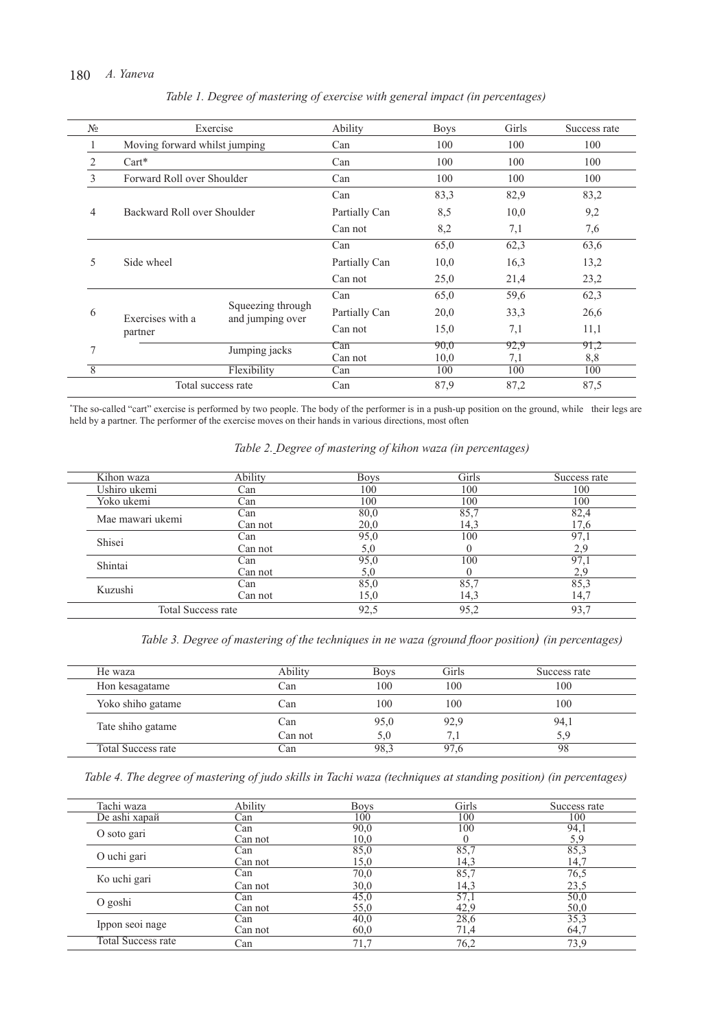*Table 1. Degree of mastering of exercise with general impact (in percentages)*

| № | Exercise | | Ability | Boys | Girls | Success rate |
|---|---|---|---|---|---|---|
| 1 | Moving forward whilst jumping | | Can | 100 | 100 | 100 |
| 2 | Cart* | | Can | 100 | 100 | 100 |
| 3 | Forward Roll over Shoulder | | Can | 100 | 100 | 100 |
| 4 | Backward Roll over Shoulder | | Can | 83,3 | 82,9 | 83,2 |
| | | | Partially Can | 8,5 | 10,0 | 9,2 |
| | | | Can not | 8,2 | 7,1 | 7,6 |
| 5 | Side wheel | | Can | 65,0 | 62,3 | 63,6 |
| | | | Partially Can | 10,0 | 16,3 | 13,2 |
| | | | Can not | 25,0 | 21,4 | 23,2 |
| 6 | Exercises with a partner | Squeezing through and jumping over | Can | 65,0 | 59,6 | 62,3 |
| | | | Partially Can | 20,0 | 33,3 | 26,6 |
| | | | Can not | 15,0 | 7,1 | 11,1 |
| 7 | | Jumping jacks | Can | 90,0 | 92,9 | 91,2 |
| | | | Can not | 10,0 | 7,1 | 8,8 |
| 8 | | Flexibility | Can | 100 | 100 | 100 |
| | Total success rate | | Can | 87,9 | 87,2 | 87,5 |

*The so-called "cart" exercise is performed by two people. The body of the performer is in a push-up position on the ground, while their legs are held by a partner. The performer of the exercise moves on their hands in various directions, most often

*Table 2. Degree of mastering of kihon waza (in percentages)*

| Kihon waza | Ability | Boys | Girls | Success rate |
|---|---|---|---|---|
| Ushiro ukemi | Can | 100 | 100 | 100 |
| Yoko ukemi | Can | 100 | 100 | 100 |
| Mae mawari ukemi | Can | 80,0 | 85,7 | 82,4 |
| | Can not | 20,0 | 14,3 | 17,6 |
| Shisei | Can | 95,0 | 100 | 97,1 |
| | Can not | 5,0 | 0 | 2,9 |
| Shintai | Can | 95,0 | 100 | 97,1 |
| | Can not | 5,0 | 0 | 2,9 |
| Kuzushi | Can | 85,0 | 85,7 | 85,3 |
| | Can not | 15,0 | 14,3 | 14,7 |
| Total Success rate | | 92,5 | 95,2 | 93,7 |

*Table 3. Degree of mastering of the techniques in ne waza (ground floor position) (in percentages)*

| He waza | Ability | Boys | Girls | Success rate |
|---|---|---|---|---|
| Hon kesagatame | Can | 100 | 100 | 100 |
| Yoko shiho gatame | Can | 100 | 100 | 100 |
| Tate shiho gatame | Can | 95,0 | 92,9 | 94,1 |
| | Can not | 5,0 | 7,1 | 5,9 |
| Total Success rate | Can | 98,3 | 97,6 | 98 |

*Table 4. The degree of mastering of judo skills in Tachi waza (techniques at standing position) (in percentages)*

| Tachi waza | Ability | Boys | Girls | Success rate |
|---|---|---|---|---|
| De ashi харай | Can | 100 | 100 | 100 |
| O soto gari | Can | 90,0 | 100 | 94,1 |
| | Can not | 10,0 | 0 | 5,9 |
| O uchi gari | Can | 85,0 | 85,7 | 85,3 |
| | Can not | 15,0 | 14,3 | 14,7 |
| Ko uchi gari | Can | 70,0 | 85,7 | 76,5 |
| | Can not | 30,0 | 14,3 | 23,5 |
| O goshi | Can | 45,0 | 57,1 | 50,0 |
| | Can not | 55,0 | 42,9 | 50,0 |
| Ippon seoi nage | Can | 40,0 | 28,6 | 35,3 |
| | Can not | 60,0 | 71,4 | 64,7 |
| Total Success rate | Can | 71,7 | 76,2 | 73,9 |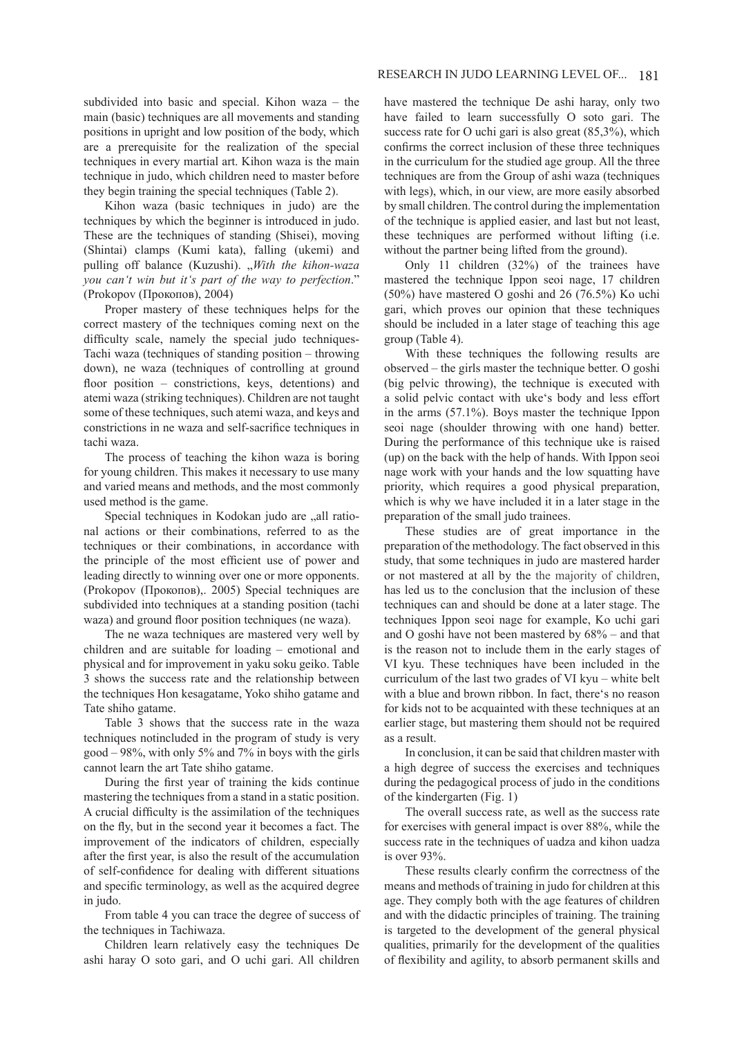subdivided into basic and special. Kihon waza – the main (basic) techniques are all movements and standing positions in upright and low position of the body, which are a prerequisite for the realization of the special techniques in every martial art. Kihon waza is the main technique in judo, which children need to master before they begin training the special techniques (Table 2).

Kihon waza (basic techniques in judo) are the techniques by which the beginner is introduced in judo. These are the techniques of standing (Shisei), moving (Shintai) clamps (Kumi kata), falling (ukemi) and pulling off balance (Kuzushi). „*With the kihon-waza you can't win but it's part of the way to perfection*." (Prokopov (Прокопов), 2004)

Proper mastery of these techniques helps for the correct mastery of the techniques coming next on the difficulty scale, namely the special judo techniques- Tachi waza (techniques of standing position – throwing down), ne waza (techniques of controlling at ground floor position – constrictions, keys, detentions) and atemi waza (striking techniques). Children are not taught some of these techniques, such atemi waza, and keys and constrictions in ne waza and self-sacrifice techniques in tachi waza.

The process of teaching the kihon waza is boring for young children. This makes it necessary to use many and varied means and methods, and the most commonly used method is the game.

Special techniques in Kodokan judo are „all rational actions or their combinations, referred to as the techniques or their combinations, in accordance with the principle of the most efficient use of power and leading directly to winning over one or more opponents. (Prokopov (Прокопов),. 2005) Special techniques are subdivided into techniques at a standing position (tachi waza) and ground floor position techniques (ne waza).

The ne waza techniques are mastered very well by children and are suitable for loading – emotional and physical and for improvement in yaku soku geiko. Table 3 shows the success rate and the relationship between the techniques Hon kesagatame, Yoko shiho gatame and Tate shiho gatame.

Table 3 shows that the success rate in the waza techniques notincluded in the program of study is very good – 98%, with only 5% and 7% in boys with the girls cannot learn the art Tate shiho gatame.

During the first year of training the kids continue mastering the techniques from a stand in a static position. A crucial difficulty is the assimilation of the techniques on the fly, but in the second year it becomes a fact. The improvement of the indicators of children, especially after the first year, is also the result of the accumulation of self-confidence for dealing with different situations and specific terminology, as well as the acquired degree in judo.

From table 4 you can trace the degree of success of the techniques in Tachiwaza.

Children learn relatively easy the techniques De ashi haray O soto gari, and O uchi gari. All children have mastered the technique De ashi haray, only two have failed to learn successfully O soto gari. The success rate for O uchi gari is also great (85,3%), which confirms the correct inclusion of these three techniques in the curriculum for the studied age group. All the three techniques are from the Group of ashi waza (techniques with legs), which, in our view, are more easily absorbed by small children. The control during the implementation of the technique is applied easier, and last but not least, these techniques are performed without lifting (i.e. without the partner being lifted from the ground).

Only 11 children (32%) of the trainees have mastered the technique Ippon seoi nage, 17 children (50%) have mastered O goshi and 26 (76.5%) Ko uchi gari, which proves our opinion that these techniques should be included in a later stage of teaching this age group (Table 4).

With these techniques the following results are observed – the girls master the technique better. O goshi (big pelvic throwing), the technique is executed with a solid pelvic contact with uke's body and less effort in the arms (57.1%). Boys master the technique Ippon seoi nage (shoulder throwing with one hand) better. During the performance of this technique uke is raised (up) on the back with the help of hands. With Ippon seoi nage work with your hands and the low squatting have priority, which requires a good physical preparation, which is why we have included it in a later stage in the preparation of the small judo trainees.

These studies are of great importance in the preparation of the methodology. The fact observed in this study, that some techniques in judo are mastered harder or not mastered at all by the the majority of children, has led us to the conclusion that the inclusion of these techniques can and should be done at a later stage. The techniques Ippon seoi nage for example, Ko uchi gari and O goshi have not been mastered by 68% – and that is the reason not to include them in the early stages of VI kyu. These techniques have been included in the curriculum of the last two grades of VI kyu – white belt with a blue and brown ribbon. In fact, there's no reason for kids not to be acquainted with these techniques at an earlier stage, but mastering them should not be required as a result.

In conclusion, it can be said that children master with a high degree of success the exercises and techniques during the pedagogical process of judo in the conditions of the kindergarten (Fig. 1)

The overall success rate, as well as the success rate for exercises with general impact is over 88%, while the success rate in the techniques of uadza and kihon uadza is over 93%.

These results clearly confirm the correctness of the means and methods of training in judo for children at this age. They comply both with the age features of children and with the didactic principles of training. The training is targeted to the development of the general physical qualities, primarily for the development of the qualities of flexibility and agility, to absorb permanent skills and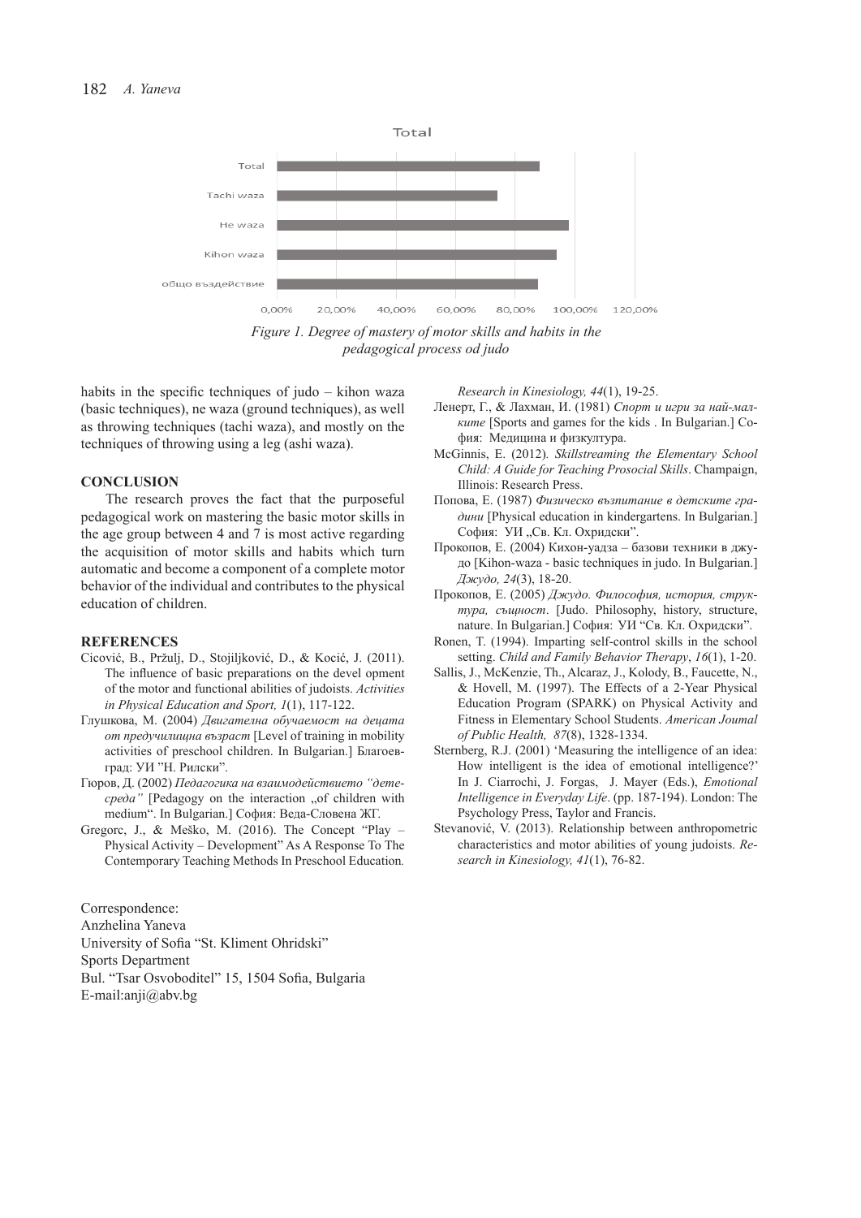Total

Total

Tachi waza

Ne waza

Kihon waza

общо въздействие

0,00% 20,00% 40,00% 60,00% 80,00% 100,00% 120,00%

*Figure 1. Degree of mastery of motor skills and habits in the pedagogical process od judo*

habits in the specific techniques of judo – kihon waza (basic techniques), ne waza (ground techniques), as well as throwing techniques (tachi waza), and mostly on the techniques of throwing using a leg (ashi waza).

## CONCLUSION

The research proves the fact that the purposeful pedagogical work on mastering the basic motor skills in the age group between 4 and 7 is most active regarding the acquisition of motor skills and habits which turn automatic and become a component of a complete motor behavior of the individual and contributes to the physical education of children.

## REFERENCES

Cicović, B., Pržulj, D., Stojiljković, D., & Kocić, J. (2011). The influence of basic preparations on the devel opment of the motor and functional abilities of judoists. *Activities in Physical Education and Sport, 1*(1), 117-122.

Глушкова, М. (2004) *Двигателна обучаемост на децата от предучилищна възраст* [Level of training in mobility activities of preschool children. In Bulgarian.] Благоевград: УИ "Н. Рилски".

Гюров, Д. (2002) *Педагогика на взаимодействието "детесреда"* [Pedagogy on the interaction „of children with medium". In Bulgarian.] София: Веда-Словена ЖГ.

Gregorc, J., & Meško, M. (2016). The Concept "Play – Physical Activity – Development" As A Response To The Contemporary Teaching Methods In Preschool Education. *Research in Kinesiology, 44*(1), 19-25.

Ленерт, Г., & Лахман, И. (1981) *Спорт и игри за най-малките* [Sports and games for the kids . In Bulgarian.] София: Медицина и физкултура.

McGinnis, E. (2012). *Skillstreaming the Elementary School Child: A Guide for Teaching Prosocial Skills*. Champaign, Illinois: Research Press.

Попова, Е. (1987) *Физическо възпитание в детските градини* [Physical education in kindergartens. In Bulgarian.] София: УИ „Св. Кл. Охридски".

Прокопов, Е. (2004) Кихон-уадза – базови техники в джудо [Kihon-waza - basic techniques in judo. In Bulgarian.] *Джудо, 24*(3), 18-20.

Прокопов, Е. (2005) *Джудо. Философия, история, структура, същност*. [Judo. Philosophy, history, structure, nature. In Bulgarian.] София: УИ "Св. Кл. Охридски".

Ronen, T. (1994). Imparting self-control skills in the school setting. *Child and Family Behavior Therapy*, *16*(1), 1-20.

Sallis, J., McKenzie, Th., Alcaraz, J., Kolody, B., Faucette, N., & Hovell, M. (1997). The Effects of a 2-Year Physical Education Program (SPARK) on Physical Activity and Fitness in Elementary School Students. *American Joumal of Public Health, 87*(8), 1328-1334.

Sternberg, R.J. (2001) 'Measuring the intelligence of an idea: How intelligent is the idea of emotional intelligence?' In J. Ciarrochi, J. Forgas, J. Mayer (Eds.), *Emotional Intelligence in Everyday Life*. (pp. 187-194). London: The Psychology Press, Taylor and Francis.

Stevanović, V. (2013). Relationship between anthropometric characteristics and motor abilities of young judoists. *Research in Kinesiology, 41*(1), 76-82.

Correspondence:
Anzhelina Yaneva
University of Sofia "St. Kliment Ohridski"
Sports Department
Bul. "Tsar Osvoboditel" 15, 1504 Sofia, Bulgaria
E-mail:anji@abv.bg